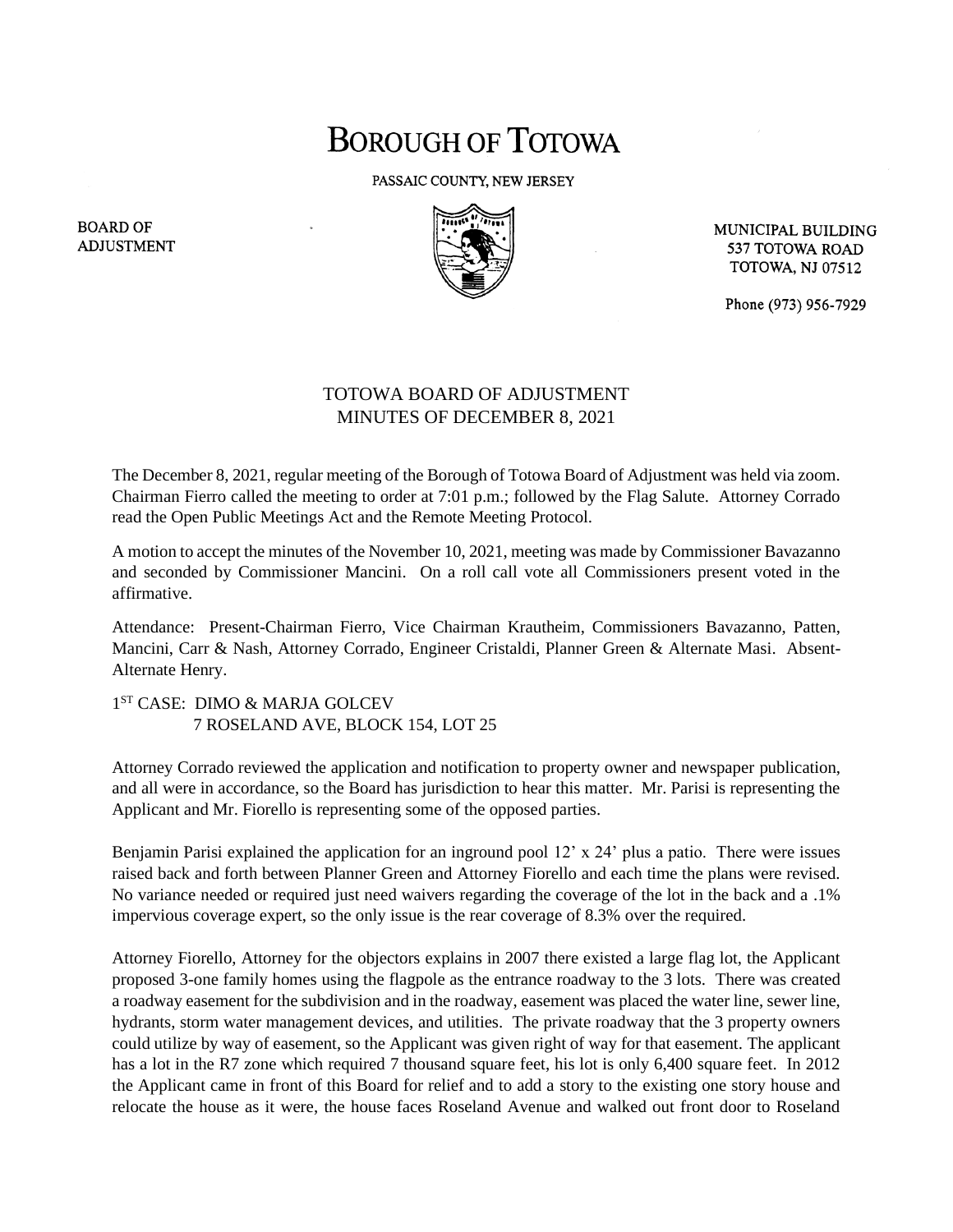# BOROUGH OF TOTOWA

PASSAIC COUNTY, NEW JERSEY

BOARD OF ADJUSTMENT

MUNICIPAL BUILDING
537 TOTOWA ROAD
TOTOWA, NJ 07512

Phone (973) 956-7929

## TOTOWA BOARD OF ADJUSTMENT
## MINUTES OF DECEMBER 8, 2021

The December 8, 2021, regular meeting of the Borough of Totowa Board of Adjustment was held via zoom. Chairman Fierro called the meeting to order at 7:01 p.m.; followed by the Flag Salute. Attorney Corrado read the Open Public Meetings Act and the Remote Meeting Protocol.

A motion to accept the minutes of the November 10, 2021, meeting was made by Commissioner Bavazanno and seconded by Commissioner Mancini. On a roll call vote all Commissioners present voted in the affirmative.

Attendance: Present-Chairman Fierro, Vice Chairman Krautheim, Commissioners Bavazanno, Patten, Mancini, Carr & Nash, Attorney Corrado, Engineer Cristaldi, Planner Green & Alternate Masi. Absent-Alternate Henry.

1ST CASE: DIMO & MARJA GOLCEV
7 ROSELAND AVE, BLOCK 154, LOT 25

Attorney Corrado reviewed the application and notification to property owner and newspaper publication, and all were in accordance, so the Board has jurisdiction to hear this matter. Mr. Parisi is representing the Applicant and Mr. Fiorello is representing some of the opposed parties.

Benjamin Parisi explained the application for an inground pool 12' x 24' plus a patio. There were issues raised back and forth between Planner Green and Attorney Fiorello and each time the plans were revised. No variance needed or required just need waivers regarding the coverage of the lot in the back and a .1% impervious coverage expert, so the only issue is the rear coverage of 8.3% over the required.

Attorney Fiorello, Attorney for the objectors explains in 2007 there existed a large flag lot, the Applicant proposed 3-one family homes using the flagpole as the entrance roadway to the 3 lots. There was created a roadway easement for the subdivision and in the roadway, easement was placed the water line, sewer line, hydrants, storm water management devices, and utilities. The private roadway that the 3 property owners could utilize by way of easement, so the Applicant was given right of way for that easement. The applicant has a lot in the R7 zone which required 7 thousand square feet, his lot is only 6,400 square feet. In 2012 the Applicant came in front of this Board for relief and to add a story to the existing one story house and relocate the house as it were, the house faces Roseland Avenue and walked out front door to Roseland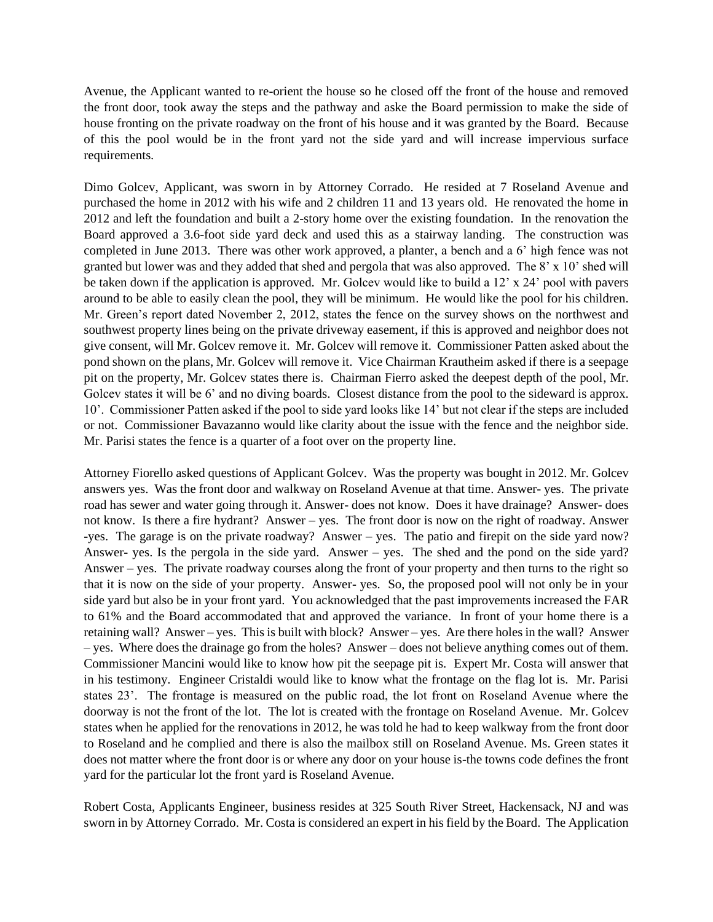Avenue, the Applicant wanted to re-orient the house so he closed off the front of the house and removed the front door, took away the steps and the pathway and aske the Board permission to make the side of house fronting on the private roadway on the front of his house and it was granted by the Board. Because of this the pool would be in the front yard not the side yard and will increase impervious surface requirements.

Dimo Golcev, Applicant, was sworn in by Attorney Corrado. He resided at 7 Roseland Avenue and purchased the home in 2012 with his wife and 2 children 11 and 13 years old. He renovated the home in 2012 and left the foundation and built a 2-story home over the existing foundation. In the renovation the Board approved a 3.6-foot side yard deck and used this as a stairway landing. The construction was completed in June 2013. There was other work approved, a planter, a bench and a 6' high fence was not granted but lower was and they added that shed and pergola that was also approved. The 8' x 10' shed will be taken down if the application is approved. Mr. Golcev would like to build a 12' x 24' pool with pavers around to be able to easily clean the pool, they will be minimum. He would like the pool for his children. Mr. Green's report dated November 2, 2012, states the fence on the survey shows on the northwest and southwest property lines being on the private driveway easement, if this is approved and neighbor does not give consent, will Mr. Golcev remove it. Mr. Golcev will remove it. Commissioner Patten asked about the pond shown on the plans, Mr. Golcev will remove it. Vice Chairman Krautheim asked if there is a seepage pit on the property, Mr. Golcev states there is. Chairman Fierro asked the deepest depth of the pool, Mr. Golcev states it will be 6' and no diving boards. Closest distance from the pool to the sideward is approx. 10'. Commissioner Patten asked if the pool to side yard looks like 14' but not clear if the steps are included or not. Commissioner Bavazanno would like clarity about the issue with the fence and the neighbor side. Mr. Parisi states the fence is a quarter of a foot over on the property line.

Attorney Fiorello asked questions of Applicant Golcev. Was the property was bought in 2012. Mr. Golcev answers yes. Was the front door and walkway on Roseland Avenue at that time. Answer- yes. The private road has sewer and water going through it. Answer- does not know. Does it have drainage? Answer- does not know. Is there a fire hydrant? Answer – yes. The front door is now on the right of roadway. Answer -yes. The garage is on the private roadway? Answer – yes. The patio and firepit on the side yard now? Answer- yes. Is the pergola in the side yard. Answer – yes. The shed and the pond on the side yard? Answer – yes. The private roadway courses along the front of your property and then turns to the right so that it is now on the side of your property. Answer- yes. So, the proposed pool will not only be in your side yard but also be in your front yard. You acknowledged that the past improvements increased the FAR to 61% and the Board accommodated that and approved the variance. In front of your home there is a retaining wall? Answer – yes. This is built with block? Answer – yes. Are there holes in the wall? Answer – yes. Where does the drainage go from the holes? Answer – does not believe anything comes out of them. Commissioner Mancini would like to know how pit the seepage pit is. Expert Mr. Costa will answer that in his testimony. Engineer Cristaldi would like to know what the frontage on the flag lot is. Mr. Parisi states 23'. The frontage is measured on the public road, the lot front on Roseland Avenue where the doorway is not the front of the lot. The lot is created with the frontage on Roseland Avenue. Mr. Golcev states when he applied for the renovations in 2012, he was told he had to keep walkway from the front door to Roseland and he complied and there is also the mailbox still on Roseland Avenue. Ms. Green states it does not matter where the front door is or where any door on your house is-the towns code defines the front yard for the particular lot the front yard is Roseland Avenue.

Robert Costa, Applicants Engineer, business resides at 325 South River Street, Hackensack, NJ and was sworn in by Attorney Corrado. Mr. Costa is considered an expert in his field by the Board. The Application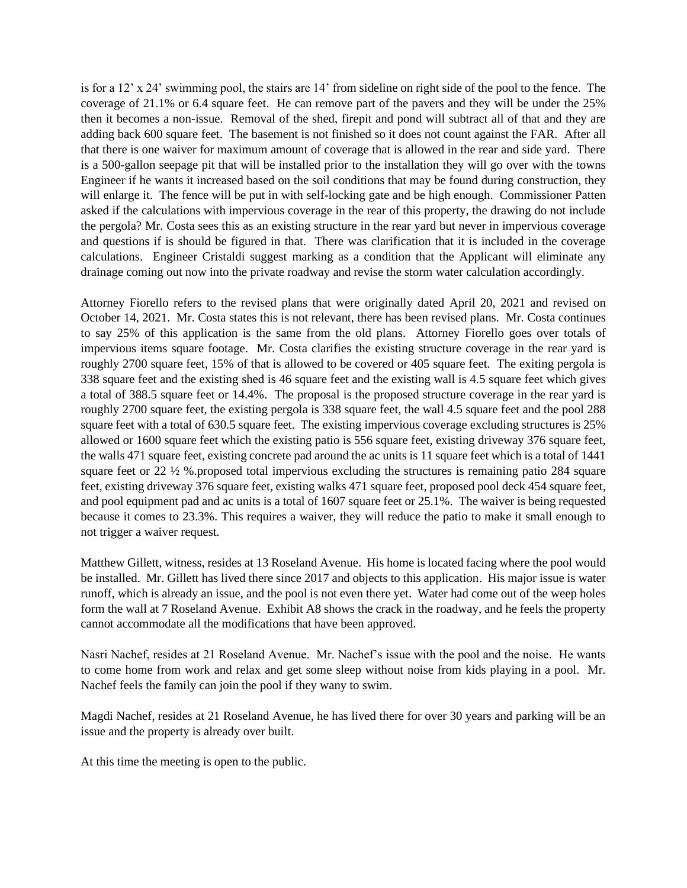is for a 12' x 24' swimming pool, the stairs are 14' from sideline on right side of the pool to the fence. The coverage of 21.1% or 6.4 square feet. He can remove part of the pavers and they will be under the 25% then it becomes a non-issue. Removal of the shed, firepit and pond will subtract all of that and they are adding back 600 square feet. The basement is not finished so it does not count against the FAR. After all that there is one waiver for maximum amount of coverage that is allowed in the rear and side yard. There is a 500-gallon seepage pit that will be installed prior to the installation they will go over with the towns Engineer if he wants it increased based on the soil conditions that may be found during construction, they will enlarge it. The fence will be put in with self-locking gate and be high enough. Commissioner Patten asked if the calculations with impervious coverage in the rear of this property, the drawing do not include the pergola? Mr. Costa sees this as an existing structure in the rear yard but never in impervious coverage and questions if is should be figured in that. There was clarification that it is included in the coverage calculations. Engineer Cristaldi suggest marking as a condition that the Applicant will eliminate any drainage coming out now into the private roadway and revise the storm water calculation accordingly.

Attorney Fiorello refers to the revised plans that were originally dated April 20, 2021 and revised on October 14, 2021. Mr. Costa states this is not relevant, there has been revised plans. Mr. Costa continues to say 25% of this application is the same from the old plans. Attorney Fiorello goes over totals of impervious items square footage. Mr. Costa clarifies the existing structure coverage in the rear yard is roughly 2700 square feet, 15% of that is allowed to be covered or 405 square feet. The exiting pergola is 338 square feet and the existing shed is 46 square feet and the existing wall is 4.5 square feet which gives a total of 388.5 square feet or 14.4%. The proposal is the proposed structure coverage in the rear yard is roughly 2700 square feet, the existing pergola is 338 square feet, the wall 4.5 square feet and the pool 288 square feet with a total of 630.5 square feet. The existing impervious coverage excluding structures is 25% allowed or 1600 square feet which the existing patio is 556 square feet, existing driveway 376 square feet, the walls 471 square feet, existing concrete pad around the ac units is 11 square feet which is a total of 1441 square feet or 22 ½ %.proposed total impervious excluding the structures is remaining patio 284 square feet, existing driveway 376 square feet, existing walks 471 square feet, proposed pool deck 454 square feet, and pool equipment pad and ac units is a total of 1607 square feet or 25.1%. The waiver is being requested because it comes to 23.3%. This requires a waiver, they will reduce the patio to make it small enough to not trigger a waiver request.

Matthew Gillett, witness, resides at 13 Roseland Avenue. His home is located facing where the pool would be installed. Mr. Gillett has lived there since 2017 and objects to this application. His major issue is water runoff, which is already an issue, and the pool is not even there yet. Water had come out of the weep holes form the wall at 7 Roseland Avenue. Exhibit A8 shows the crack in the roadway, and he feels the property cannot accommodate all the modifications that have been approved.

Nasri Nachef, resides at 21 Roseland Avenue. Mr. Nachef's issue with the pool and the noise. He wants to come home from work and relax and get some sleep without noise from kids playing in a pool. Mr. Nachef feels the family can join the pool if they wany to swim.

Magdi Nachef, resides at 21 Roseland Avenue, he has lived there for over 30 years and parking will be an issue and the property is already over built.

At this time the meeting is open to the public.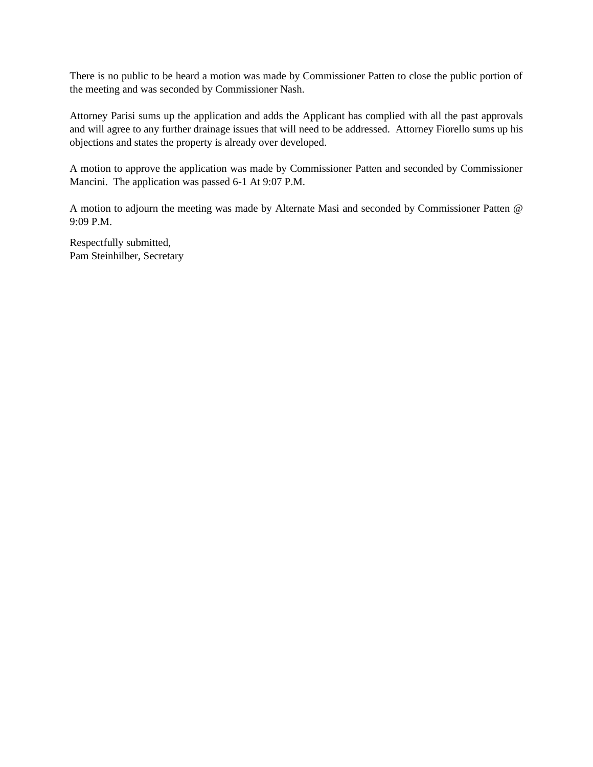There is no public to be heard a motion was made by Commissioner Patten to close the public portion of the meeting and was seconded by Commissioner Nash.

Attorney Parisi sums up the application and adds the Applicant has complied with all the past approvals and will agree to any further drainage issues that will need to be addressed. Attorney Fiorello sums up his objections and states the property is already over developed.

A motion to approve the application was made by Commissioner Patten and seconded by Commissioner Mancini. The application was passed 6-1 At 9:07 P.M.

A motion to adjourn the meeting was made by Alternate Masi and seconded by Commissioner Patten @ 9:09 P.M.

Respectfully submitted,
Pam Steinhilber, Secretary